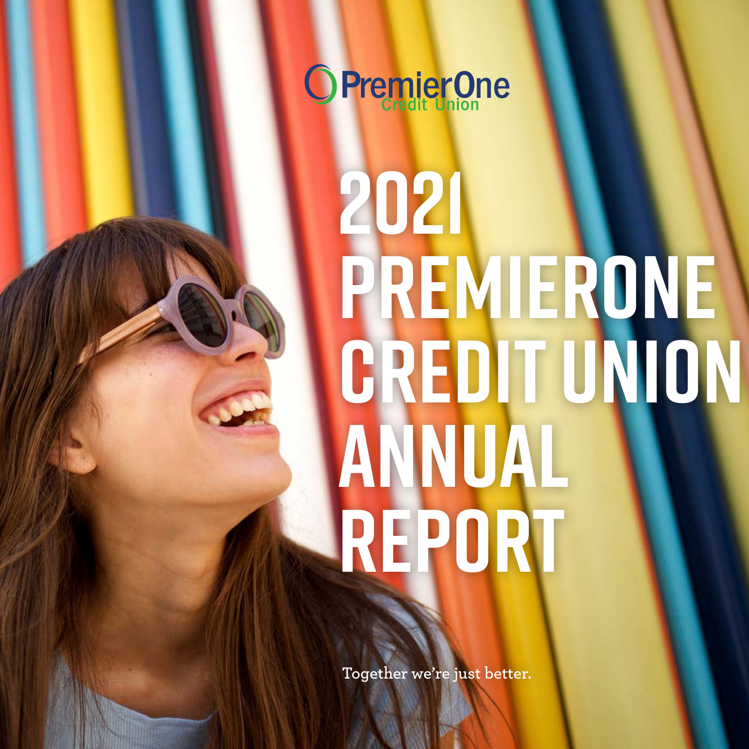PremierOne
Credit Union

# 2021 PREMIERONE CREDIT UNION ANNUAL REPORT

Together we're just better.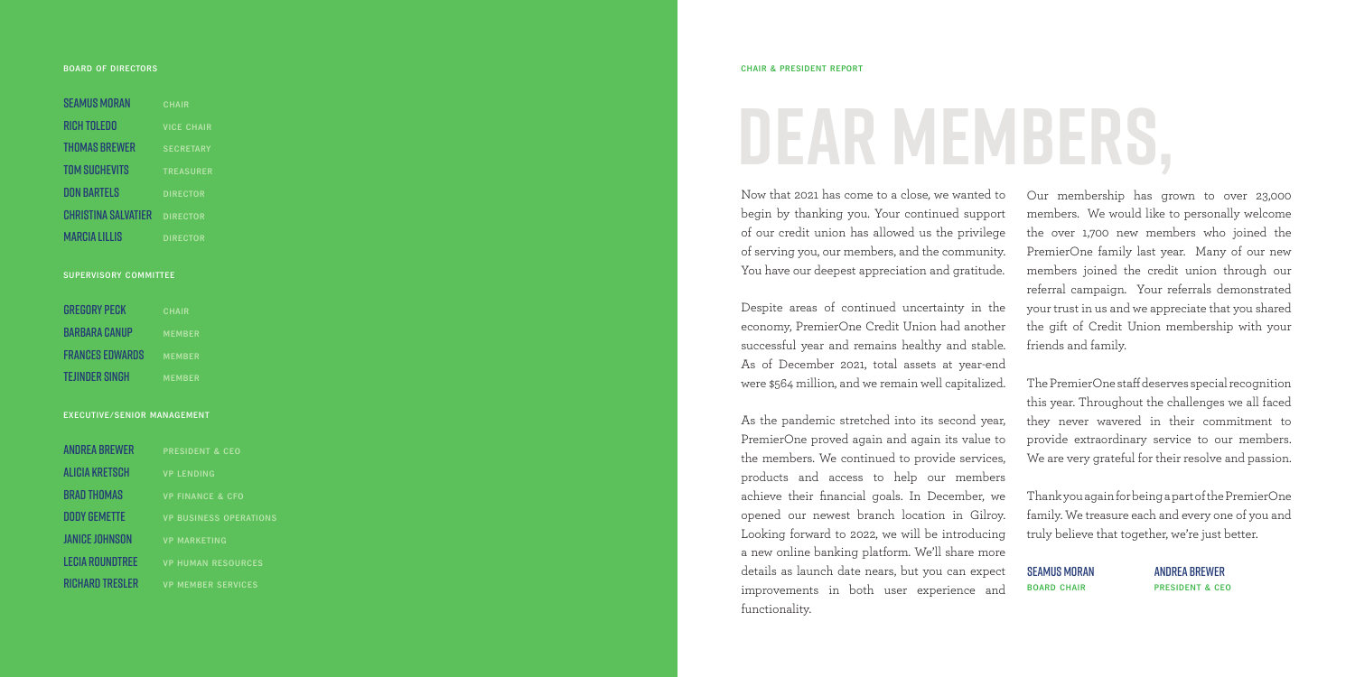## BOARD OF DIRECTORS

| | |
|---|---|
| SEAMUS MORAN | CHAIR |
| RICH TOLEDO | VICE CHAIR |
| THOMAS BREWER | SECRETARY |
| TOM SUCHEVITS | TREASURER |
| DON BARTELS | DIRECTOR |
| CHRISTINA SALVATIER | DIRECTOR |
| MARCIA LILLIS | DIRECTOR |

## SUPERVISORY COMMITTEE

| | |
|---|---|
| GREGORY PECK | CHAIR |
| BARBARA CANUP | MEMBER |
| FRANCES EDWARDS | MEMBER |
| TEJINDER SINGH | MEMBER |

## EXECUTIVE/SENIOR MANAGEMENT

| | |
|---|---|
| ANDREA BREWER | PRESIDENT & CEO |
| ALICIA KRETSCH | VP LENDING |
| BRAD THOMAS | VP FINANCE & CFO |
| DODY GEMETTE | VP BUSINESS OPERATIONS |
| JANICE JOHNSON | VP MARKETING |
| LECIA ROUNDTREE | VP HUMAN RESOURCES |
| RICHARD TRESLER | VP MEMBER SERVICES |

CHAIR & PRESIDENT REPORT

# DEAR MEMBERS,

Now that 2021 has come to a close, we wanted to begin by thanking you. Your continued support of our credit union has allowed us the privilege of serving you, our members, and the community. You have our deepest appreciation and gratitude.

Despite areas of continued uncertainty in the economy, PremierOne Credit Union had another successful year and remains healthy and stable. As of December 2021, total assets at year-end were $564 million, and we remain well capitalized.

As the pandemic stretched into its second year, PremierOne proved again and again its value to the members. We continued to provide services, products and access to help our members achieve their financial goals. In December, we opened our newest branch location in Gilroy. Looking forward to 2022, we will be introducing a new online banking platform. We'll share more details as launch date nears, but you can expect improvements in both user experience and functionality.

Our membership has grown to over 23,000 members. We would like to personally welcome the over 1,700 new members who joined the PremierOne family last year. Many of our new members joined the credit union through our referral campaign. Your referrals demonstrated your trust in us and we appreciate that you shared the gift of Credit Union membership with your friends and family.

The PremierOne staff deserves special recognition this year. Throughout the challenges we all faced they never wavered in their commitment to provide extraordinary service to our members. We are very grateful for their resolve and passion.

Thank you again for being a part of the PremierOne family. We treasure each and every one of you and truly believe that together, we're just better.

**SEAMUS MORAN**
BOARD CHAIR

**ANDREA BREWER**
PRESIDENT & CEO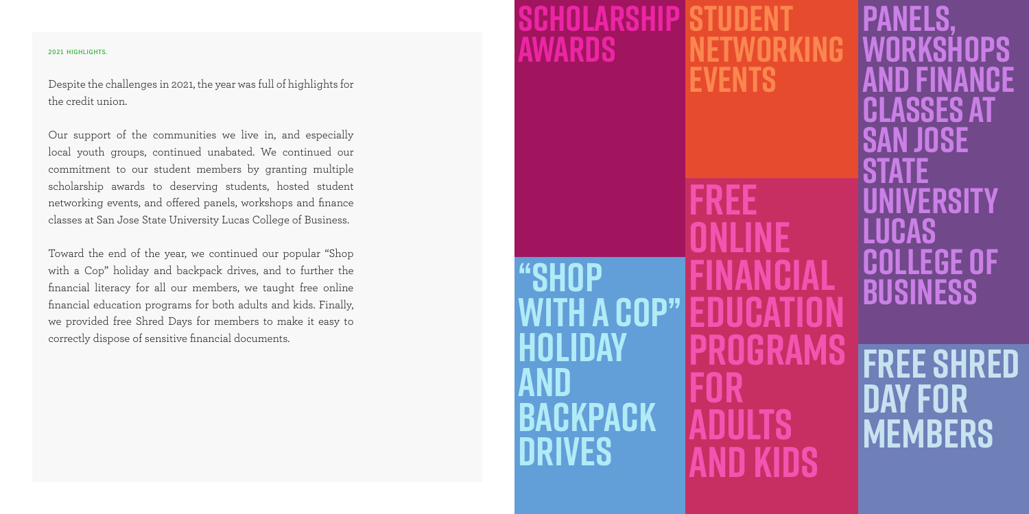2021 HIGHLIGHTS.

Despite the challenges in 2021, the year was full of highlights for the credit union.

Our support of the communities we live in, and especially local youth groups, continued unabated. We continued our commitment to our student members by granting multiple scholarship awards to deserving students, hosted student networking events, and offered panels, workshops and finance classes at San Jose State University Lucas College of Business.

Toward the end of the year, we continued our popular "Shop with a Cop" holiday and backpack drives, and to further the financial literacy for all our members, we taught free online financial education programs for both adults and kids. Finally, we provided free Shred Days for members to make it easy to correctly dispose of sensitive financial documents.

**SCHOLARSHIP AWARDS**

**STUDENT NETWORKING EVENTS**

**PANELS, WORKSHOPS AND FINANCE CLASSES AT SAN JOSE STATE UNIVERSITY LUCAS COLLEGE OF BUSINESS**

**FREE ONLINE FINANCIAL EDUCATION PROGRAMS FOR ADULTS AND KIDS**

**"SHOP WITH A COP" HOLIDAY AND BACKPACK DRIVES**

**FREE SHRED DAY FOR MEMBERS**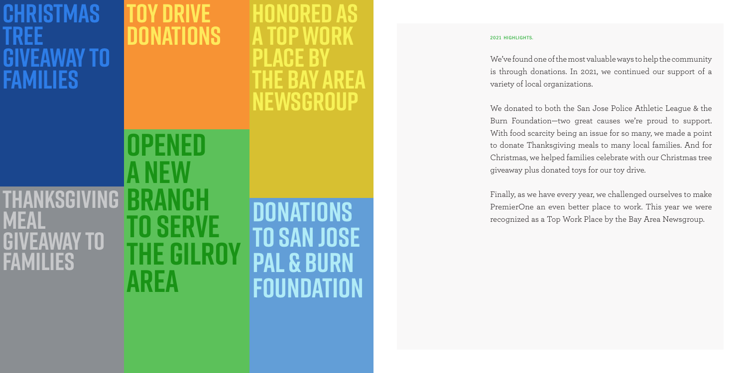**CHRISTMAS TREE GIVEAWAY TO FAMILIES**

**TOY DRIVE DONATIONS**

**HONORED AS A TOP WORK PLACE BY THE BAY AREA NEWSGROUP**

**THANKSGIVING MEAL GIVEAWAY TO FAMILIES**

**OPENED A NEW BRANCH TO SERVE THE GILROY AREA**

**DONATIONS TO SAN JOSE PAL & BURN FOUNDATION**

#### 2021 HIGHLIGHTS.

We've found one of the most valuable ways to help the community is through donations. In 2021, we continued our support of a variety of local organizations.

We donated to both the San Jose Police Athletic League & the Burn Foundation—two great causes we're proud to support. With food scarcity being an issue for so many, we made a point to donate Thanksgiving meals to many local families. And for Christmas, we helped families celebrate with our Christmas tree giveaway plus donated toys for our toy drive.

Finally, as we have every year, we challenged ourselves to make PremierOne an even better place to work. This year we were recognized as a Top Work Place by the Bay Area Newsgroup.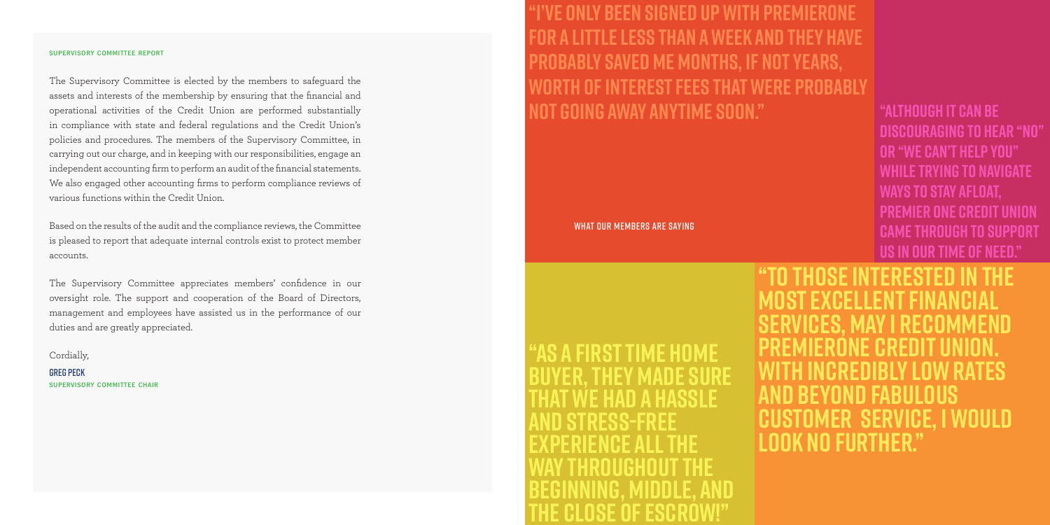## SUPERVISORY COMMITTEE REPORT

The Supervisory Committee is elected by the members to safeguard the assets and interests of the membership by ensuring that the financial and operational activities of the Credit Union are performed substantially in compliance with state and federal regulations and the Credit Union's policies and procedures. The members of the Supervisory Committee, in carrying out our charge, and in keeping with our responsibilities, engage an independent accounting firm to perform an audit of the financial statements. We also engaged other accounting firms to perform compliance reviews of various functions within the Credit Union.

Based on the results of the audit and the compliance reviews, the Committee is pleased to report that adequate internal controls exist to protect member accounts.

The Supervisory Committee appreciates members' confidence in our oversight role. The support and cooperation of the Board of Directors, management and employees have assisted us in the performance of our duties and are greatly appreciated.

Cordially,

**GREG PECK**
SUPERVISORY COMMITTEE CHAIR

## WHAT OUR MEMBERS ARE SAYING

**"I'VE ONLY BEEN SIGNED UP WITH PREMIERONE FOR A LITTLE LESS THAN A WEEK AND THEY HAVE PROBABLY SAVED ME MONTHS, IF NOT YEARS, WORTH OF INTEREST FEES THAT WERE PROBABLY NOT GOING AWAY ANYTIME SOON."**

**"ALTHOUGH IT CAN BE DISCOURAGING TO HEAR "NO" OR "WE CAN'T HELP YOU" WHILE TRYING TO NAVIGATE WAYS TO STAY AFLOAT, PREMIER ONE CREDIT UNION CAME THROUGH TO SUPPORT US IN OUR TIME OF NEED."**

**"AS A FIRST TIME HOME BUYER, THEY MADE SURE THAT WE HAD A HASSLE AND STRESS-FREE EXPERIENCE ALL THE WAY THROUGHOUT THE BEGINNING, MIDDLE, AND THE CLOSE OF ESCROW!"**

**"TO THOSE INTERESTED IN THE MOST EXCELLENT FINANCIAL SERVICES, MAY I RECOMMEND PREMIERONE CREDIT UNION. WITH INCREDIBLY LOW RATES AND BEYOND FABULOUS CUSTOMER SERVICE, I WOULD LOOK NO FURTHER."**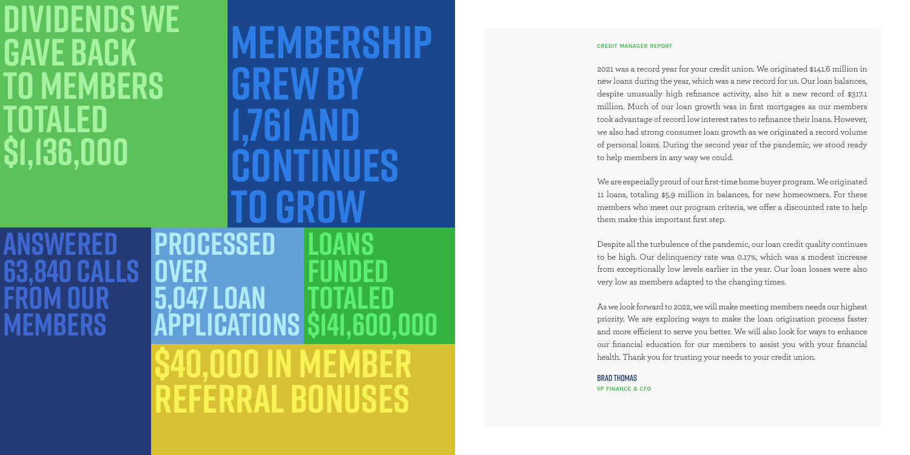# Dividends we gave back to members totaled $1,136,000

# Membership grew by 1,761 and continues to grow

# Answered 63,840 calls from our members

# Processed over 5,047 loan applications

# Loans funded totaled $141,600,000

# $40,000 in member referral bonuses

## CREDIT MANAGER REPORT

2021 was a record year for your credit union. We originated $141.6 million in new loans during the year, which was a new record for us. Our loan balances, despite unusually high refinance activity, also hit a new record of $317.1 million. Much of our loan growth was in first mortgages as our members took advantage of record low interest rates to refinance their loans. However, we also had strong consumer loan growth as we originated a record volume of personal loans. During the second year of the pandemic, we stood ready to help members in any way we could.

We are especially proud of our first-time home buyer program. We originated 11 loans, totaling $5.9 million in balances, for new homeowners. For these members who meet our program criteria, we offer a discounted rate to help them make this important first step.

Despite all the turbulence of the pandemic, our loan credit quality continues to be high. Our delinquency rate was 0.17%, which was a modest increase from exceptionally low levels earlier in the year. Our loan losses were also very low as members adapted to the changing times.

As we look forward to 2022, we will make meeting members needs our highest priority. We are exploring ways to make the loan origination process faster and more efficient to serve you better. We will also look for ways to enhance our financial education for our members to assist you with your financial health. Thank you for trusting your needs to your credit union.

**BRAD THOMAS**
VP FINANCE & CFO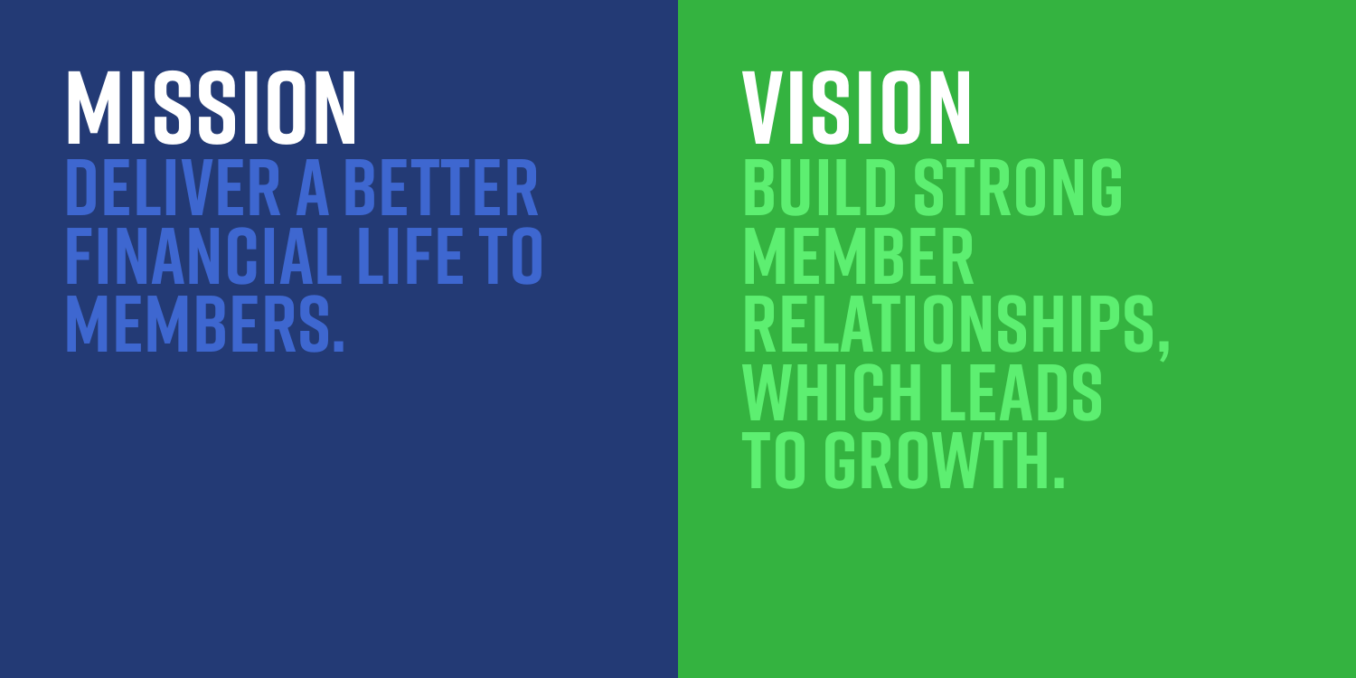# MISSION

DELIVER A BETTER FINANCIAL LIFE TO MEMBERS.

# VISION

BUILD STRONG MEMBER RELATIONSHIPS, WHICH LEADS TO GROWTH.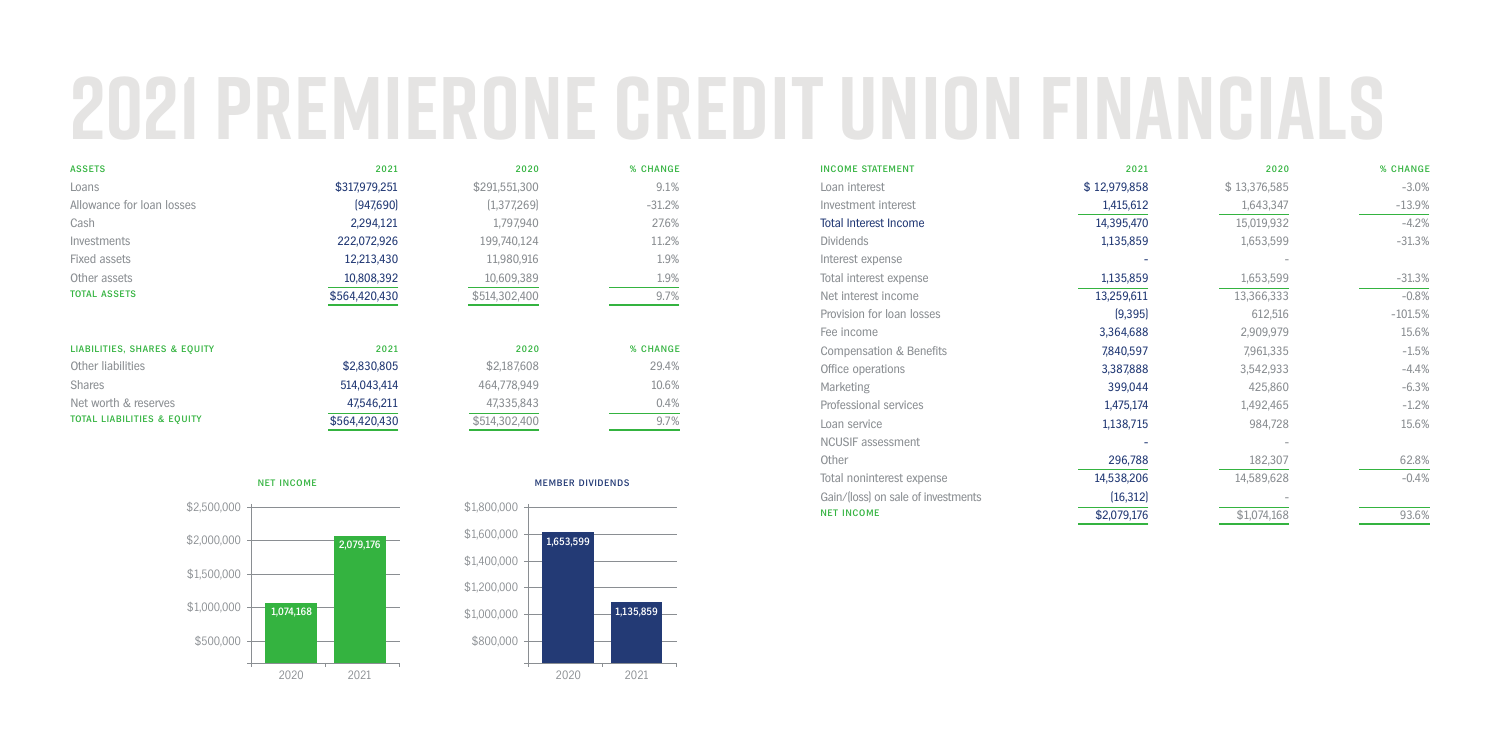# 2021 PREMIERONE CREDIT UNION FINANCIALS

| ASSETS | 2021 | 2020 | % CHANGE |
|---|---|---|---|
| Loans | $317,979,251 | $291,551,300 | 9.1% |
| Allowance for loan losses | (947,690) | (1,377,269) | -31.2% |
| Cash | 2,294,121 | 1,797,940 | 27.6% |
| Investments | 222,072,926 | 199,740,124 | 11.2% |
| Fixed assets | 12,213,430 | 11,980,916 | 1.9% |
| Other assets | 10,808,392 | 10,609,389 | 1.9% |
| TOTAL ASSETS | $564,420,430 | $514,302,400 | 9.7% |

| LIABILITIES, SHARES & EQUITY | 2021 | 2020 | % CHANGE |
|---|---|---|---|
| Other liabilities | $2,830,805 | $2,187,608 | 29.4% |
| Shares | 514,043,414 | 464,778,949 | 10.6% |
| Net worth & reserves | 47,546,211 | 47,335,843 | 0.4% |
| TOTAL LIABILITIES & EQUITY | $564,420,430 | $514,302,400 | 9.7% |

**NET INCOME**

| Year | Net Income |
|---|---|
| 2020 | 1,074,168 |
| 2021 | 2,079,176 |

**MEMBER DIVIDENDS**

| Year | Member Dividends |
|---|---|
| 2020 | 1,653,599 |
| 2021 | 1,135,859 |

| INCOME STATEMENT | 2021 | 2020 | % CHANGE |
|---|---|---|---|
| Loan interest | $ 12,979,858 | $ 13,376,585 | -3.0% |
| Investment interest | 1,415,612 | 1,643,347 | -13.9% |
| Total Interest Income | 14,395,470 | 15,019,932 | -4.2% |
| Dividends | 1,135,859 | 1,653,599 | -31.3% |
| Interest expense | - | - | |
| Total interest expense | 1,135,859 | 1,653,599 | -31.3% |
| Net interest income | 13,259,611 | 13,366,333 | -0.8% |
| Provision for loan losses | (9,395) | 612,516 | -101.5% |
| Fee income | 3,364,688 | 2,909,979 | 15.6% |
| Compensation & Benefits | 7,840,597 | 7,961,335 | -1.5% |
| Office operations | 3,387,888 | 3,542,933 | -4.4% |
| Marketing | 399,044 | 425,860 | -6.3% |
| Professional services | 1,475,174 | 1,492,465 | -1.2% |
| Loan service | 1,138,715 | 984,728 | 15.6% |
| NCUSIF assessment | - | - | |
| Other | 296,788 | 182,307 | 62.8% |
| Total noninterest expense | 14,538,206 | 14,589,628 | -0.4% |
| Gain/(loss) on sale of investments | (16,312) | - | |
| NET INCOME | $2,079,176 | $1,074,168 | 93.6% |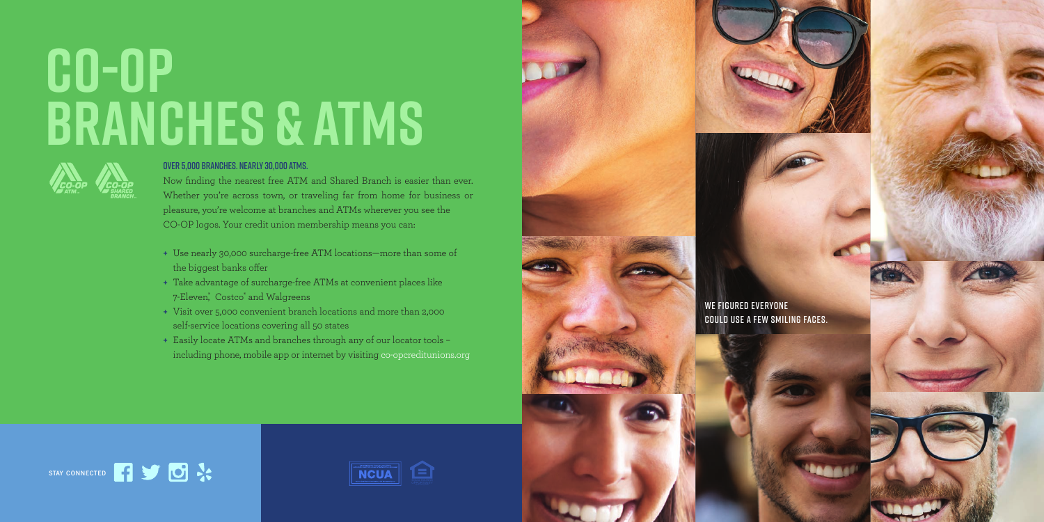# CO-OP BRANCHES & ATMS

CO-OP ATM CO-OP SHARED BRANCH

**OVER 5,000 BRANCHES. NEARLY 30,000 ATMS.**

Now finding the nearest free ATM and Shared Branch is easier than ever. Whether you're across town, or traveling far from home for business or pleasure, you're welcome at branches and ATMs wherever you see the CO-OP logos. Your credit union membership means you can:

- Use nearly 30,000 surcharge-free ATM locations—more than some of the biggest banks offer
- Take advantage of surcharge-free ATMs at convenient places like 7-Eleven®, Costco® and Walgreens
- Visit over 5,000 convenient branch locations and more than 2,000 self-service locations covering all 50 states
- Easily locate ATMs and branches through any of our locator tools – including phone, mobile app or internet by visiting co-opcreditunions.org

WE FIGURED EVERYONE COULD USE A FEW SMILING FACES.

STAY CONNECTED

NCUA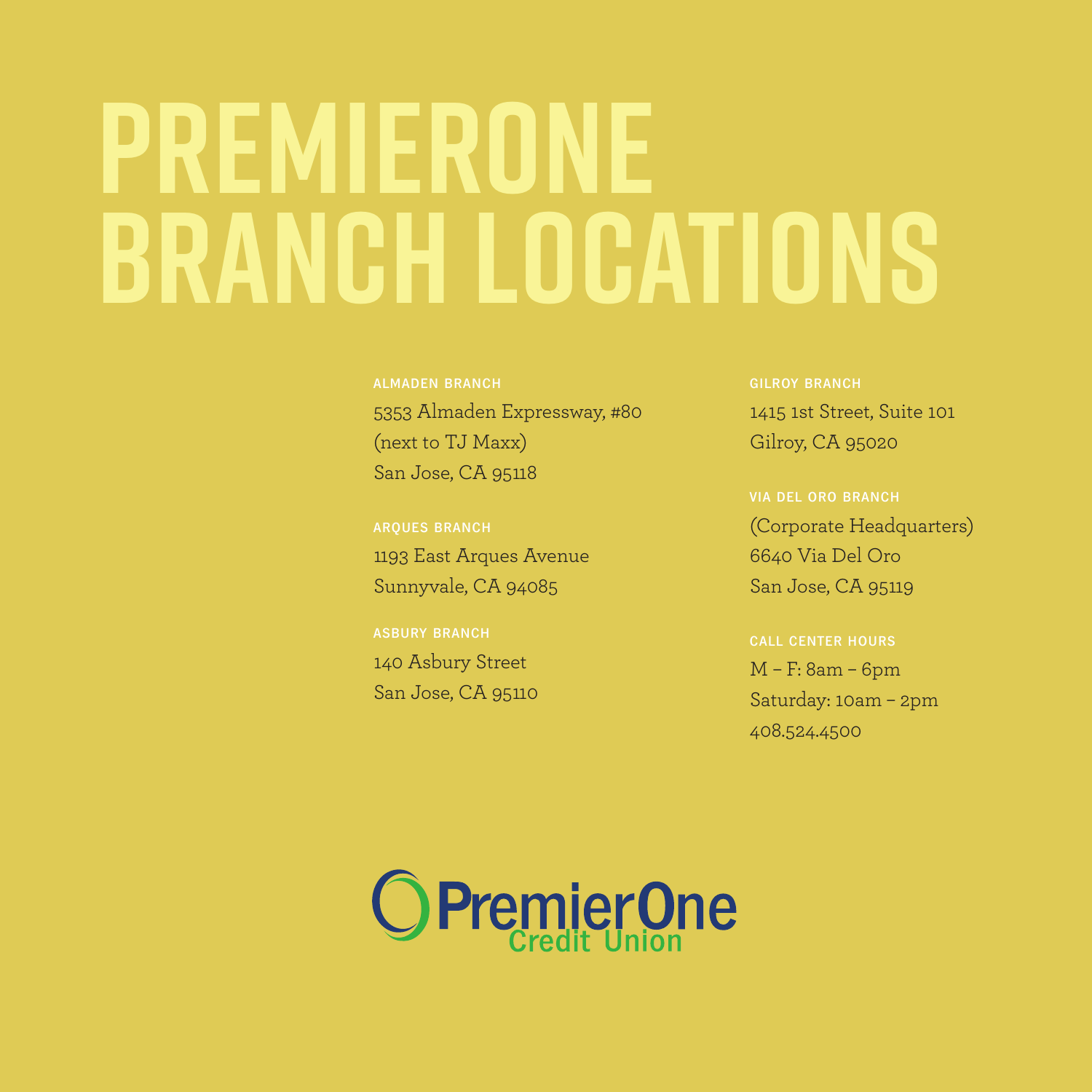# PREMIERONE BRANCH LOCATIONS

**ALMADEN BRANCH**
5353 Almaden Expressway, #80
(next to TJ Maxx)
San Jose, CA 95118

**ARQUES BRANCH**
1193 East Arques Avenue
Sunnyvale, CA 94085

**ASBURY BRANCH**
140 Asbury Street
San Jose, CA 95110

**GILROY BRANCH**
1415 1st Street, Suite 101
Gilroy, CA 95020

**VIA DEL ORO BRANCH**
(Corporate Headquarters)
6640 Via Del Oro
San Jose, CA 95119

**CALL CENTER HOURS**
M – F: 8am – 6pm
Saturday: 10am – 2pm
408.524.4500

PremierOne Credit Union